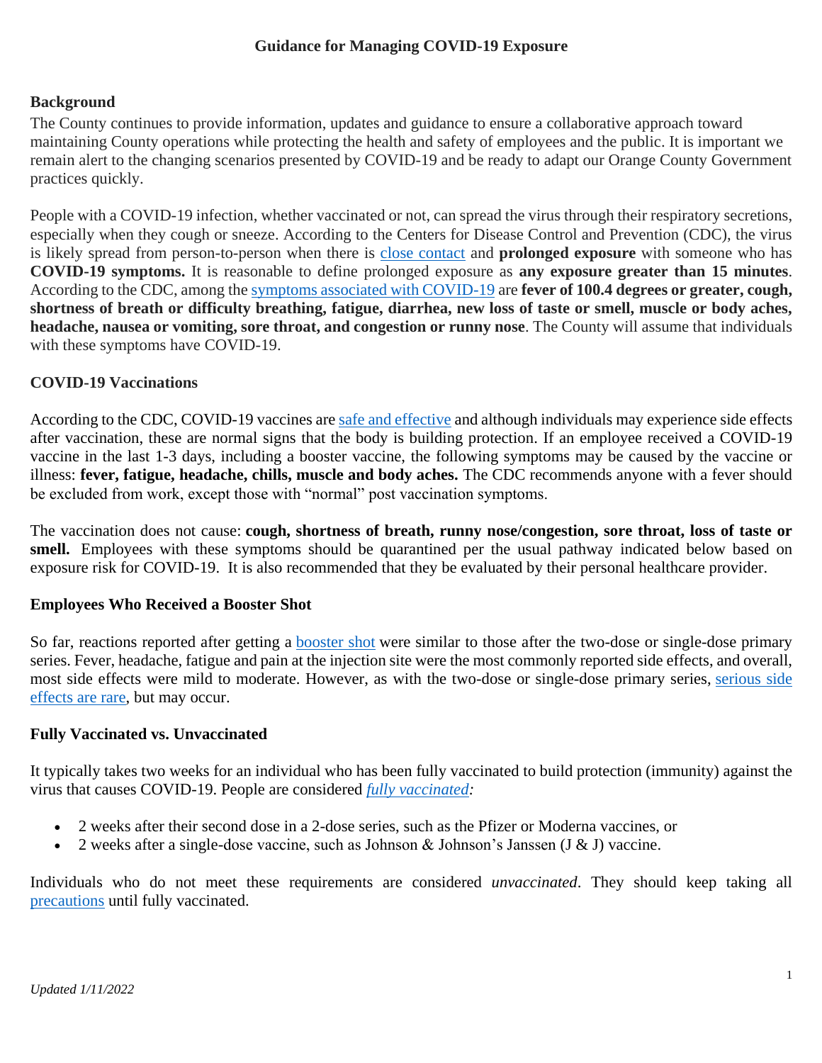# Guidance for Managing COVID-19 Exposure

## Background

The County continues to provide information, updates and guidance to ensure a collaborative approach toward maintaining County operations while protecting the health and safety of employees and the public. It is important we remain alert to the changing scenarios presented by COVID-19 and be ready to adapt our Orange County Government practices quickly.

People with a COVID-19 infection, whether vaccinated or not, can spread the virus through their respiratory secretions, especially when they cough or sneeze. According to the Centers for Disease Control and Prevention (CDC), the virus is likely spread from person-to-person when there is close contact and **prolonged exposure** with someone who has **COVID-19 symptoms.** It is reasonable to define prolonged exposure as **any exposure greater than 15 minutes**. According to the CDC, among the symptoms associated with COVID-19 are **fever of 100.4 degrees or greater, cough, shortness of breath or difficulty breathing, fatigue, diarrhea, new loss of taste or smell, muscle or body aches, headache, nausea or vomiting, sore throat, and congestion or runny nose**. The County will assume that individuals with these symptoms have COVID-19.

## COVID-19 Vaccinations

According to the CDC, COVID-19 vaccines are safe and effective and although individuals may experience side effects after vaccination, these are normal signs that the body is building protection. If an employee received a COVID-19 vaccine in the last 1-3 days, including a booster vaccine, the following symptoms may be caused by the vaccine or illness: **fever, fatigue, headache, chills, muscle and body aches.** The CDC recommends anyone with a fever should be excluded from work, except those with "normal" post vaccination symptoms.

The vaccination does not cause: **cough, shortness of breath, runny nose/congestion, sore throat, loss of taste or smell.** Employees with these symptoms should be quarantined per the usual pathway indicated below based on exposure risk for COVID-19. It is also recommended that they be evaluated by their personal healthcare provider.

## Employees Who Received a Booster Shot

So far, reactions reported after getting a booster shot were similar to those after the two-dose or single-dose primary series. Fever, headache, fatigue and pain at the injection site were the most commonly reported side effects, and overall, most side effects were mild to moderate. However, as with the two-dose or single-dose primary series, serious side effects are rare, but may occur.

## Fully Vaccinated vs. Unvaccinated

It typically takes two weeks for an individual who has been fully vaccinated to build protection (immunity) against the virus that causes COVID-19. People are considered *fully vaccinated:*

- 2 weeks after their second dose in a 2-dose series, such as the Pfizer or Moderna vaccines, or
- 2 weeks after a single-dose vaccine, such as Johnson & Johnson's Janssen (J & J) vaccine.

Individuals who do not meet these requirements are considered *unvaccinated*. They should keep taking all precautions until fully vaccinated.

*Updated 1/11/2022*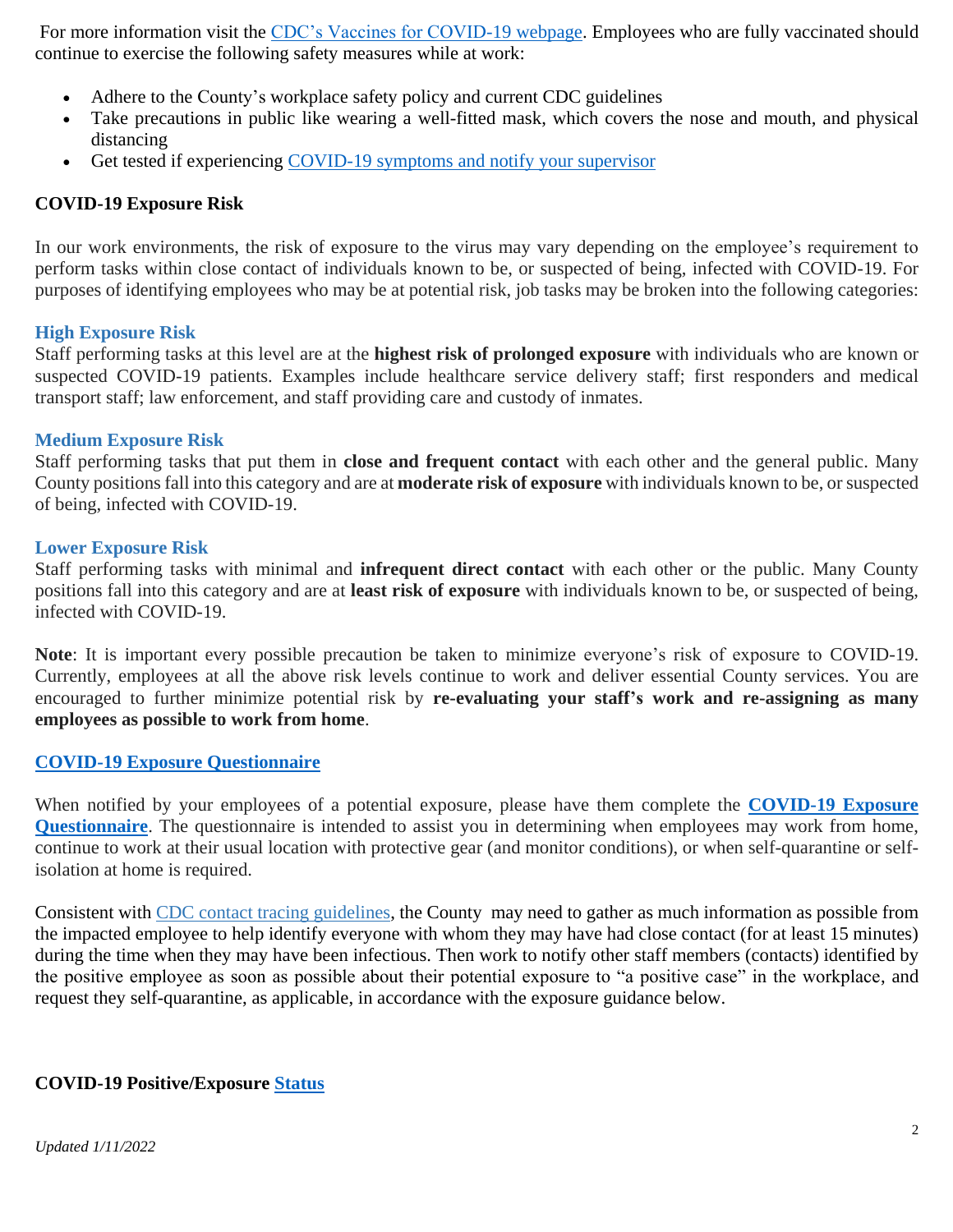For more information visit the [CDC's Vaccines for COVID-19 webpage](). Employees who are fully vaccinated should continue to exercise the following safety measures while at work:

- Adhere to the County's workplace safety policy and current CDC guidelines
- Take precautions in public like wearing a well-fitted mask, which covers the nose and mouth, and physical distancing
- Get tested if experiencing [COVID-19 symptoms and notify your supervisor]()

**COVID-19 Exposure Risk**

In our work environments, the risk of exposure to the virus may vary depending on the employee's requirement to perform tasks within close contact of individuals known to be, or suspected of being, infected with COVID-19. For purposes of identifying employees who may be at potential risk, job tasks may be broken into the following categories:

**High Exposure Risk**
Staff performing tasks at this level are at the **highest risk of prolonged exposure** with individuals who are known or suspected COVID-19 patients. Examples include healthcare service delivery staff; first responders and medical transport staff; law enforcement, and staff providing care and custody of inmates.

**Medium Exposure Risk**
Staff performing tasks that put them in **close and frequent contact** with each other and the general public. Many County positions fall into this category and are at **moderate risk of exposure** with individuals known to be, or suspected of being, infected with COVID-19.

**Lower Exposure Risk**
Staff performing tasks with minimal and **infrequent direct contact** with each other or the public. Many County positions fall into this category and are at **least risk of exposure** with individuals known to be, or suspected of being, infected with COVID-19.

**Note**: It is important every possible precaution be taken to minimize everyone's risk of exposure to COVID-19. Currently, employees at all the above risk levels continue to work and deliver essential County services. You are encouraged to further minimize potential risk by **re-evaluating your staff's work and re-assigning as many employees as possible to work from home**.

**[COVID-19 Exposure Questionnaire]()**

When notified by your employees of a potential exposure, please have them complete the **[COVID-19 Exposure Questionnaire]()**. The questionnaire is intended to assist you in determining when employees may work from home, continue to work at their usual location with protective gear (and monitor conditions), or when self-quarantine or self-isolation at home is required.

Consistent with [CDC contact tracing guidelines](), the County may need to gather as much information as possible from the impacted employee to help identify everyone with whom they may have had close contact (for at least 15 minutes) during the time when they may have been infectious. Then work to notify other staff members (contacts) identified by the positive employee as soon as possible about their potential exposure to "a positive case" in the workplace, and request they self-quarantine, as applicable, in accordance with the exposure guidance below.

**COVID-19 Positive/Exposure [Status]()**

*Updated 1/11/2022*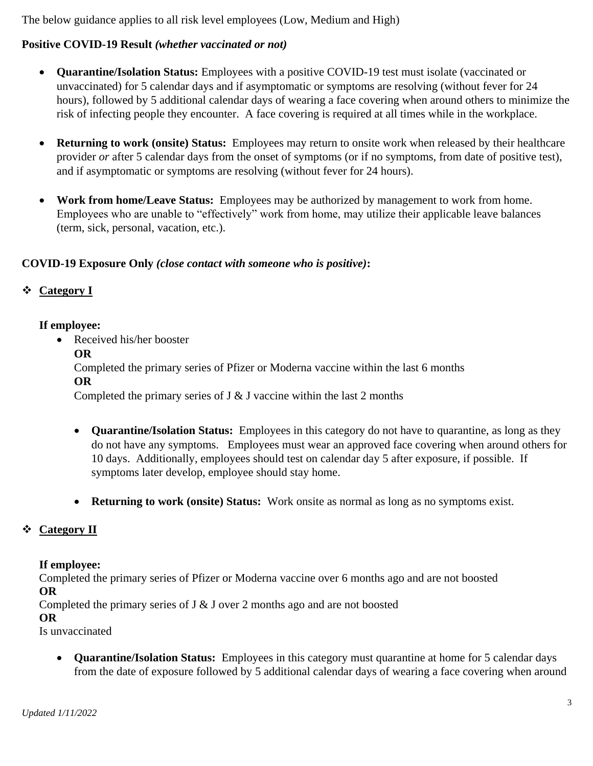The below guidance applies to all risk level employees (Low, Medium and High)

**Positive COVID-19 Result** ***(whether vaccinated or not)***

- **Quarantine/Isolation Status:** Employees with a positive COVID-19 test must isolate (vaccinated or unvaccinated) for 5 calendar days and if asymptomatic or symptoms are resolving (without fever for 24 hours), followed by 5 additional calendar days of wearing a face covering when around others to minimize the risk of infecting people they encounter. A face covering is required at all times while in the workplace.

- **Returning to work (onsite) Status:** Employees may return to onsite work when released by their healthcare provider *or* after 5 calendar days from the onset of symptoms (or if no symptoms, from date of positive test), and if asymptomatic or symptoms are resolving (without fever for 24 hours).

- **Work from home/Leave Status:** Employees may be authorized by management to work from home. Employees who are unable to "effectively" work from home, may utilize their applicable leave balances (term, sick, personal, vacation, etc.).

**COVID-19 Exposure Only** ***(close contact with someone who is positive)*****:**

- **<u>Category I</u>**

  **If employee:**

  - Received his/her booster
    **OR**
    Completed the primary series of Pfizer or Moderna vaccine within the last 6 months
    **OR**
    Completed the primary series of J & J vaccine within the last 2 months

  - **Quarantine/Isolation Status:** Employees in this category do not have to quarantine, as long as they do not have any symptoms. Employees must wear an approved face covering when around others for 10 days. Additionally, employees should test on calendar day 5 after exposure, if possible. If symptoms later develop, employee should stay home.

  - **Returning to work (onsite) Status:** Work onsite as normal as long as no symptoms exist.

- **<u>Category II</u>**

  **If employee:**
  Completed the primary series of Pfizer or Moderna vaccine over 6 months ago and are not boosted
  **OR**
  Completed the primary series of J & J over 2 months ago and are not boosted
  **OR**
  Is unvaccinated

  - **Quarantine/Isolation Status:** Employees in this category must quarantine at home for 5 calendar days from the date of exposure followed by 5 additional calendar days of wearing a face covering when around

*Updated 1/11/2022*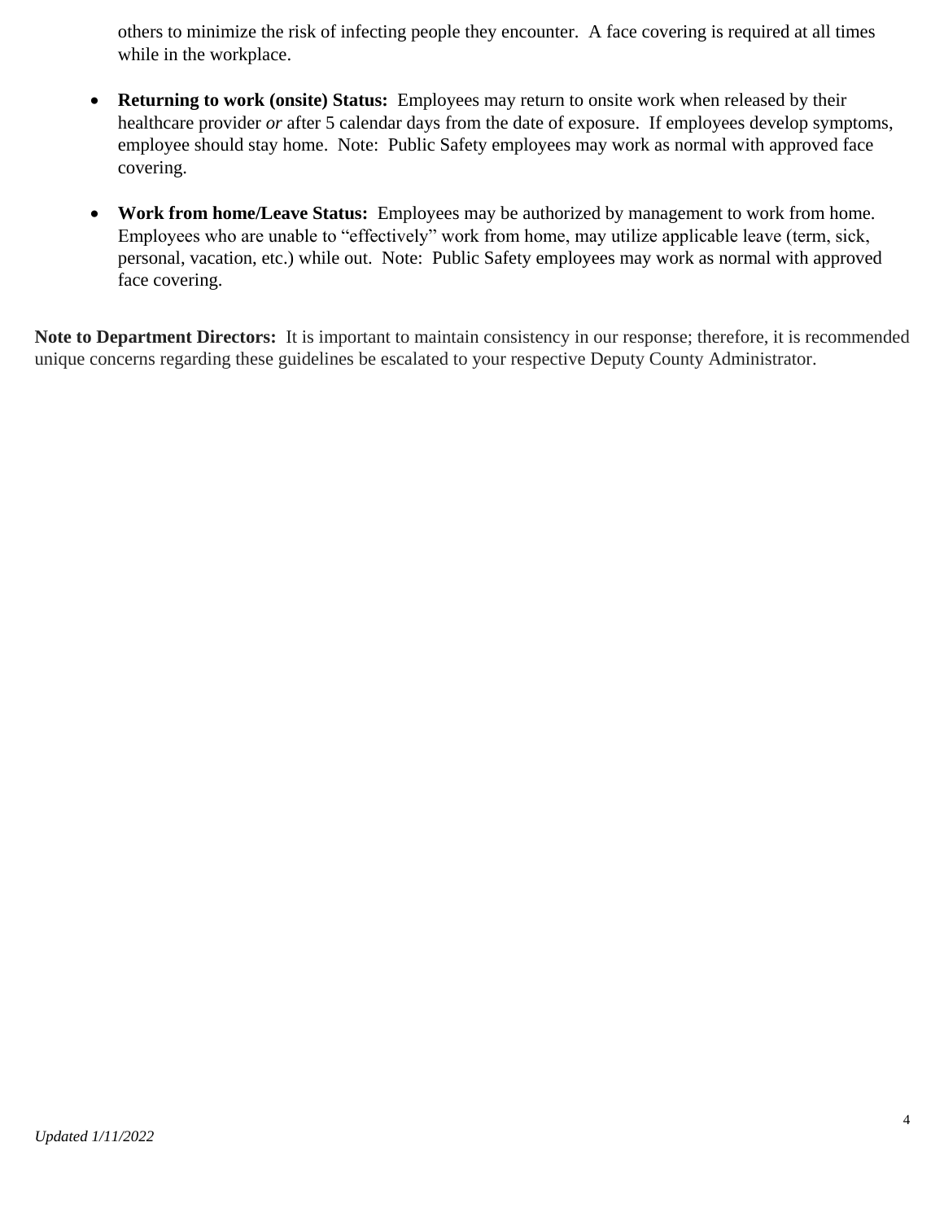others to minimize the risk of infecting people they encounter.  A face covering is required at all times while in the workplace.

- **Returning to work (onsite) Status:** Employees may return to onsite work when released by their healthcare provider *or* after 5 calendar days from the date of exposure.  If employees develop symptoms, employee should stay home.  Note:  Public Safety employees may work as normal with approved face covering.

- **Work from home/Leave Status:** Employees may be authorized by management to work from home. Employees who are unable to "effectively" work from home, may utilize applicable leave (term, sick, personal, vacation, etc.) while out.  Note:  Public Safety employees may work as normal with approved face covering.

**Note to Department Directors:** It is important to maintain consistency in our response; therefore, it is recommended unique concerns regarding these guidelines be escalated to your respective Deputy County Administrator.

*Updated 1/11/2022*